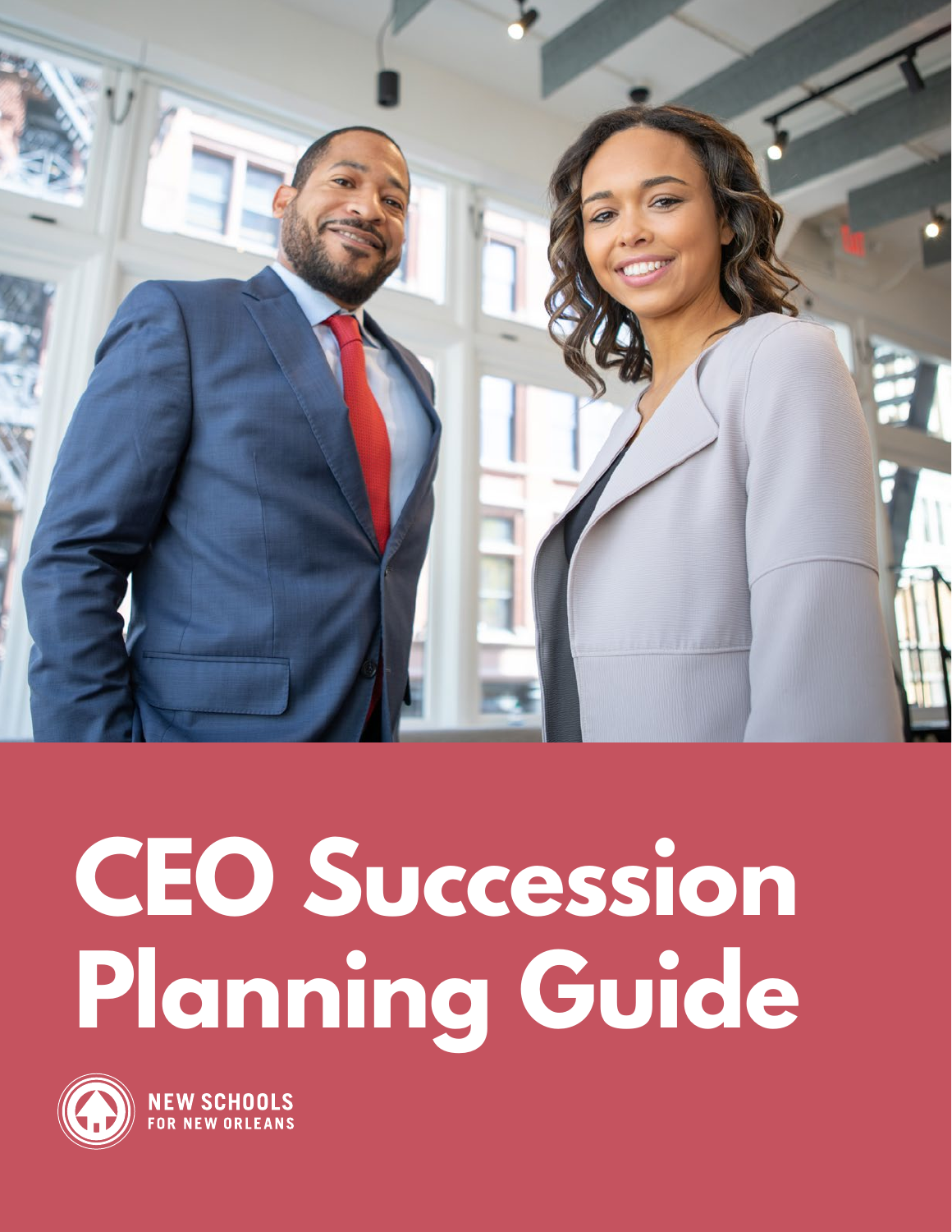# CEO Succession Planning Guide

NEW SCHOOLS
FOR NEW ORLEANS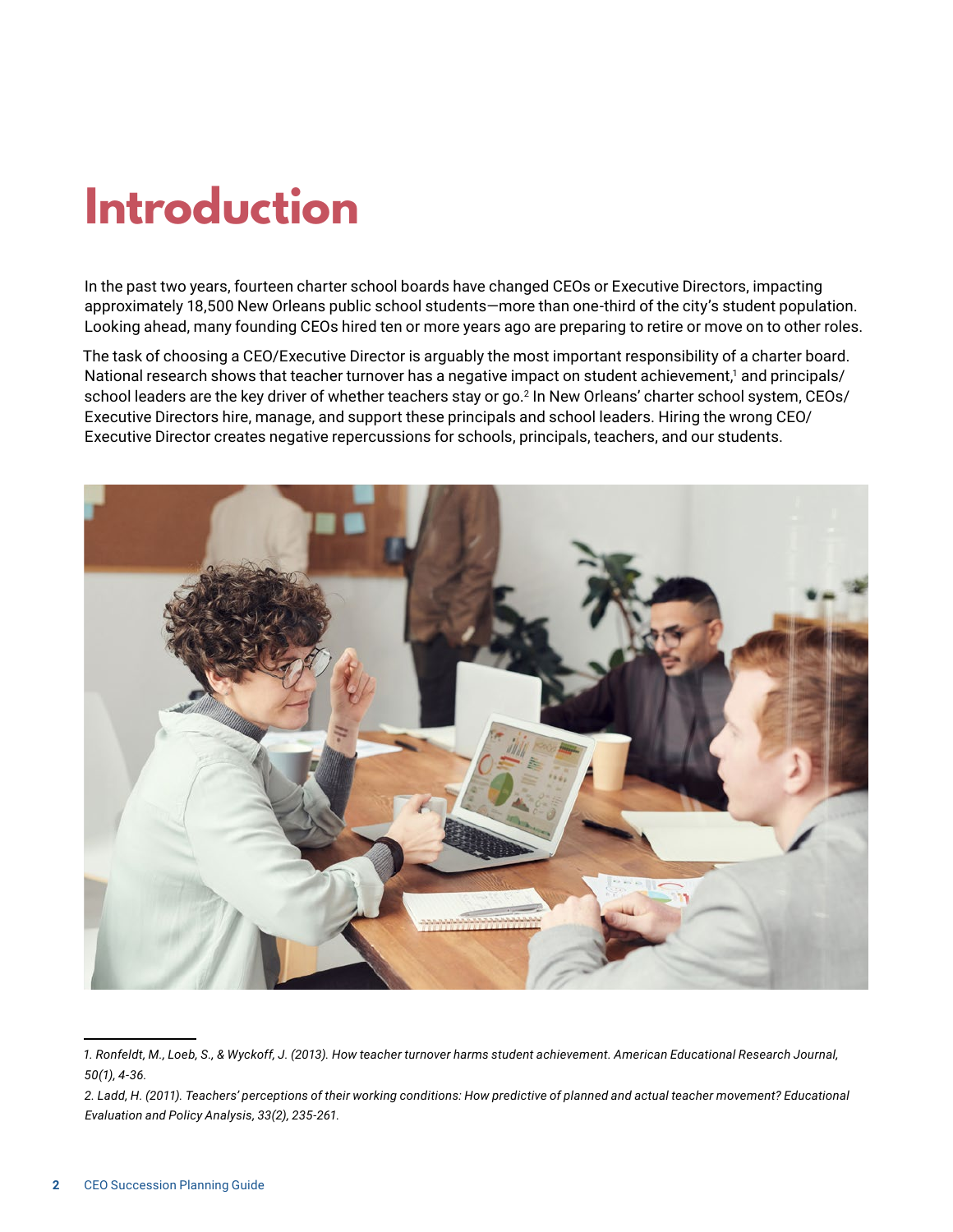# Introduction

In the past two years, fourteen charter school boards have changed CEOs or Executive Directors, impacting approximately 18,500 New Orleans public school students—more than one-third of the city's student population. Looking ahead, many founding CEOs hired ten or more years ago are preparing to retire or move on to other roles.

The task of choosing a CEO/Executive Director is arguably the most important responsibility of a charter board. National research shows that teacher turnover has a negative impact on student achievement,[1] and principals/school leaders are the key driver of whether teachers stay or go.[2] In New Orleans' charter school system, CEOs/Executive Directors hire, manage, and support these principals and school leaders. Hiring the wrong CEO/Executive Director creates negative repercussions for schools, principals, teachers, and our students.

---

*1. Ronfeldt, M., Loeb, S., & Wyckoff, J. (2013). How teacher turnover harms student achievement. American Educational Research Journal, 50(1), 4-36.*

*2. Ladd, H. (2011). Teachers' perceptions of their working conditions: How predictive of planned and actual teacher movement? Educational Evaluation and Policy Analysis, 33(2), 235-261.*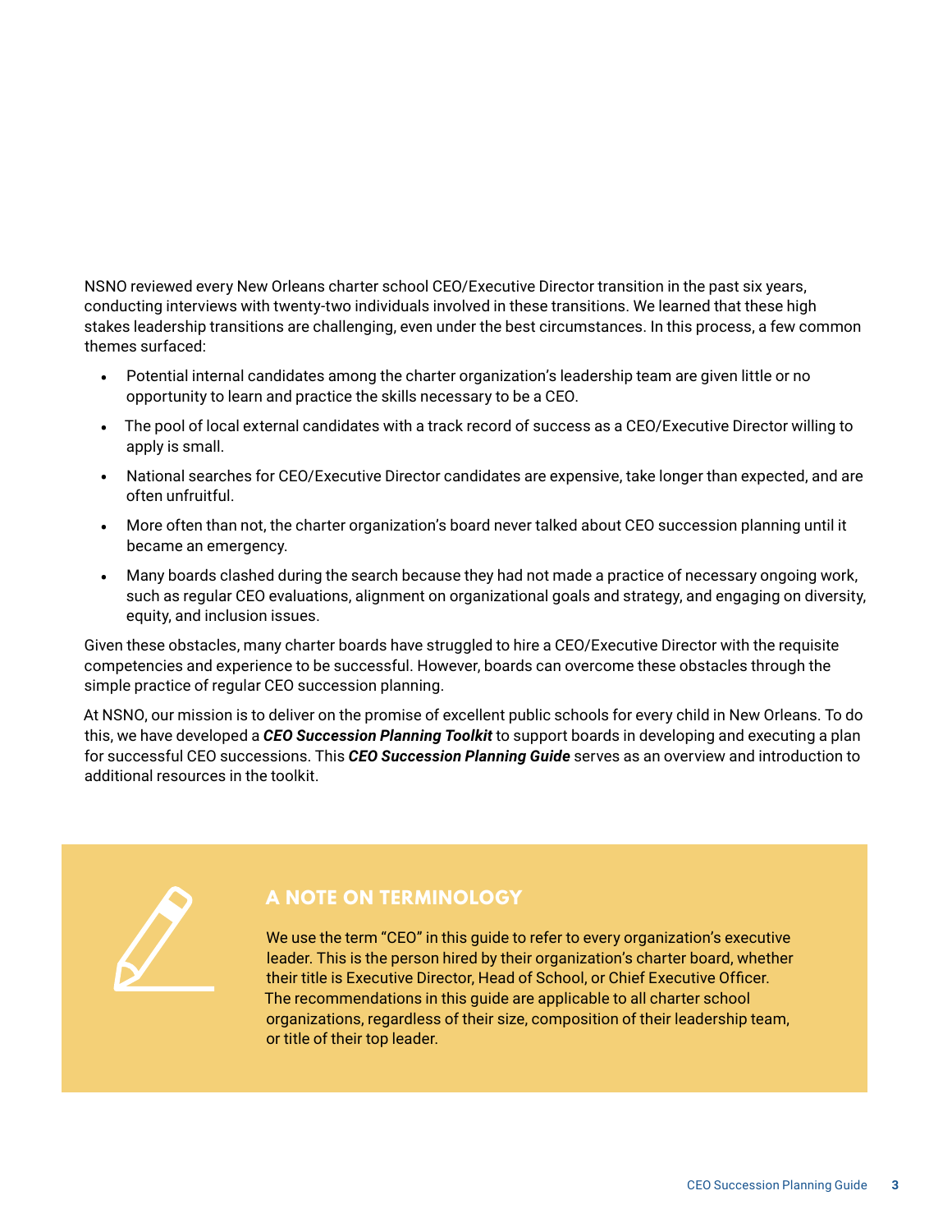NSNO reviewed every New Orleans charter school CEO/Executive Director transition in the past six years, conducting interviews with twenty-two individuals involved in these transitions. We learned that these high stakes leadership transitions are challenging, even under the best circumstances. In this process, a few common themes surfaced:

- Potential internal candidates among the charter organization's leadership team are given little or no opportunity to learn and practice the skills necessary to be a CEO.
- The pool of local external candidates with a track record of success as a CEO/Executive Director willing to apply is small.
- National searches for CEO/Executive Director candidates are expensive, take longer than expected, and are often unfruitful.
- More often than not, the charter organization's board never talked about CEO succession planning until it became an emergency.
- Many boards clashed during the search because they had not made a practice of necessary ongoing work, such as regular CEO evaluations, alignment on organizational goals and strategy, and engaging on diversity, equity, and inclusion issues.

Given these obstacles, many charter boards have struggled to hire a CEO/Executive Director with the requisite competencies and experience to be successful. However, boards can overcome these obstacles through the simple practice of regular CEO succession planning.

At NSNO, our mission is to deliver on the promise of excellent public schools for every child in New Orleans. To do this, we have developed a ***CEO Succession Planning Toolkit*** to support boards in developing and executing a plan for successful CEO successions. This ***CEO Succession Planning Guide*** serves as an overview and introduction to additional resources in the toolkit.

## A NOTE ON TERMINOLOGY

We use the term "CEO" in this guide to refer to every organization's executive leader. This is the person hired by their organization's charter board, whether their title is Executive Director, Head of School, or Chief Executive Officer. The recommendations in this guide are applicable to all charter school organizations, regardless of their size, composition of their leadership team, or title of their top leader.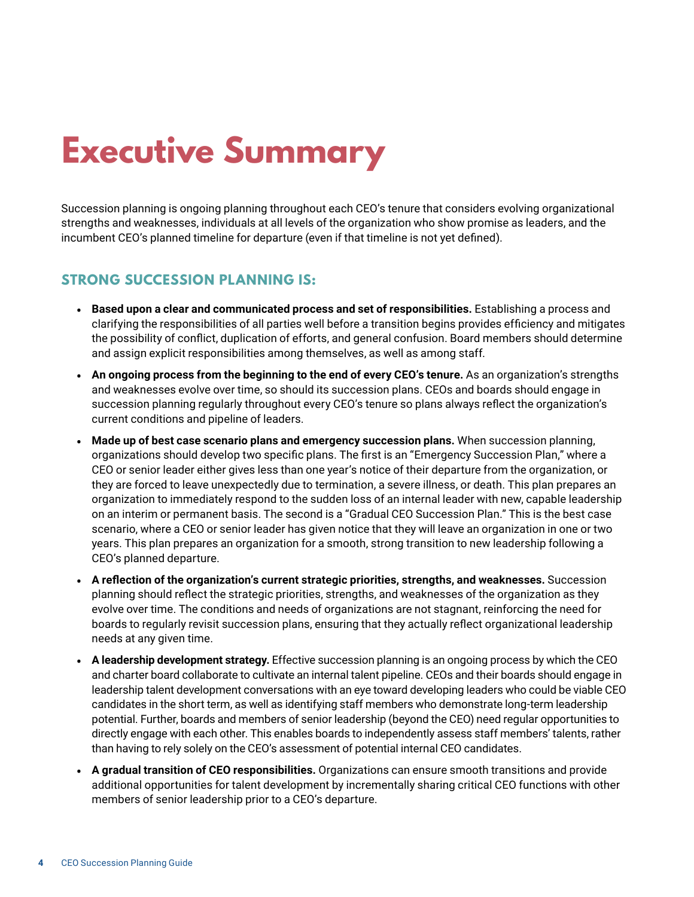# Executive Summary

Succession planning is ongoing planning throughout each CEO's tenure that considers evolving organizational strengths and weaknesses, individuals at all levels of the organization who show promise as leaders, and the incumbent CEO's planned timeline for departure (even if that timeline is not yet defined).

## STRONG SUCCESSION PLANNING IS:

- **Based upon a clear and communicated process and set of responsibilities.** Establishing a process and clarifying the responsibilities of all parties well before a transition begins provides efficiency and mitigates the possibility of conflict, duplication of efforts, and general confusion. Board members should determine and assign explicit responsibilities among themselves, as well as among staff.
- **An ongoing process from the beginning to the end of every CEO's tenure.** As an organization's strengths and weaknesses evolve over time, so should its succession plans. CEOs and boards should engage in succession planning regularly throughout every CEO's tenure so plans always reflect the organization's current conditions and pipeline of leaders.
- **Made up of best case scenario plans and emergency succession plans.** When succession planning, organizations should develop two specific plans. The first is an "Emergency Succession Plan," where a CEO or senior leader either gives less than one year's notice of their departure from the organization, or they are forced to leave unexpectedly due to termination, a severe illness, or death. This plan prepares an organization to immediately respond to the sudden loss of an internal leader with new, capable leadership on an interim or permanent basis. The second is a "Gradual CEO Succession Plan." This is the best case scenario, where a CEO or senior leader has given notice that they will leave an organization in one or two years. This plan prepares an organization for a smooth, strong transition to new leadership following a CEO's planned departure.
- **A reflection of the organization's current strategic priorities, strengths, and weaknesses.** Succession planning should reflect the strategic priorities, strengths, and weaknesses of the organization as they evolve over time. The conditions and needs of organizations are not stagnant, reinforcing the need for boards to regularly revisit succession plans, ensuring that they actually reflect organizational leadership needs at any given time.
- **A leadership development strategy.** Effective succession planning is an ongoing process by which the CEO and charter board collaborate to cultivate an internal talent pipeline. CEOs and their boards should engage in leadership talent development conversations with an eye toward developing leaders who could be viable CEO candidates in the short term, as well as identifying staff members who demonstrate long-term leadership potential. Further, boards and members of senior leadership (beyond the CEO) need regular opportunities to directly engage with each other. This enables boards to independently assess staff members' talents, rather than having to rely solely on the CEO's assessment of potential internal CEO candidates.
- **A gradual transition of CEO responsibilities.** Organizations can ensure smooth transitions and provide additional opportunities for talent development by incrementally sharing critical CEO functions with other members of senior leadership prior to a CEO's departure.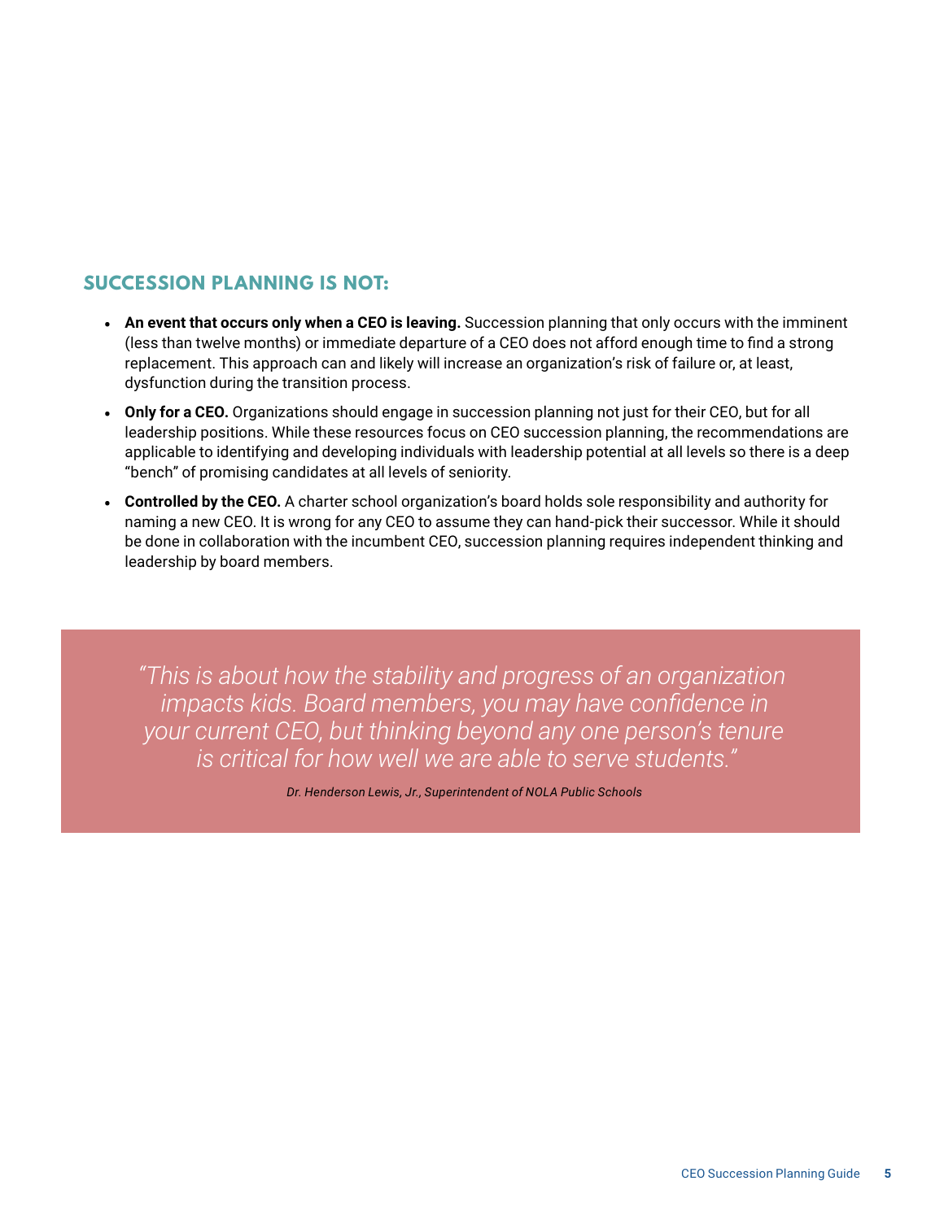## SUCCESSION PLANNING IS NOT:

- **An event that occurs only when a CEO is leaving.** Succession planning that only occurs with the imminent (less than twelve months) or immediate departure of a CEO does not afford enough time to find a strong replacement. This approach can and likely will increase an organization's risk of failure or, at least, dysfunction during the transition process.
- **Only for a CEO.** Organizations should engage in succession planning not just for their CEO, but for all leadership positions. While these resources focus on CEO succession planning, the recommendations are applicable to identifying and developing individuals with leadership potential at all levels so there is a deep "bench" of promising candidates at all levels of seniority.
- **Controlled by the CEO.** A charter school organization's board holds sole responsibility and authority for naming a new CEO. It is wrong for any CEO to assume they can hand-pick their successor. While it should be done in collaboration with the incumbent CEO, succession planning requires independent thinking and leadership by board members.

> *"This is about how the stability and progress of an organization impacts kids. Board members, you may have confidence in your current CEO, but thinking beyond any one person's tenure is critical for how well we are able to serve students."*
>
> *Dr. Henderson Lewis, Jr., Superintendent of NOLA Public Schools*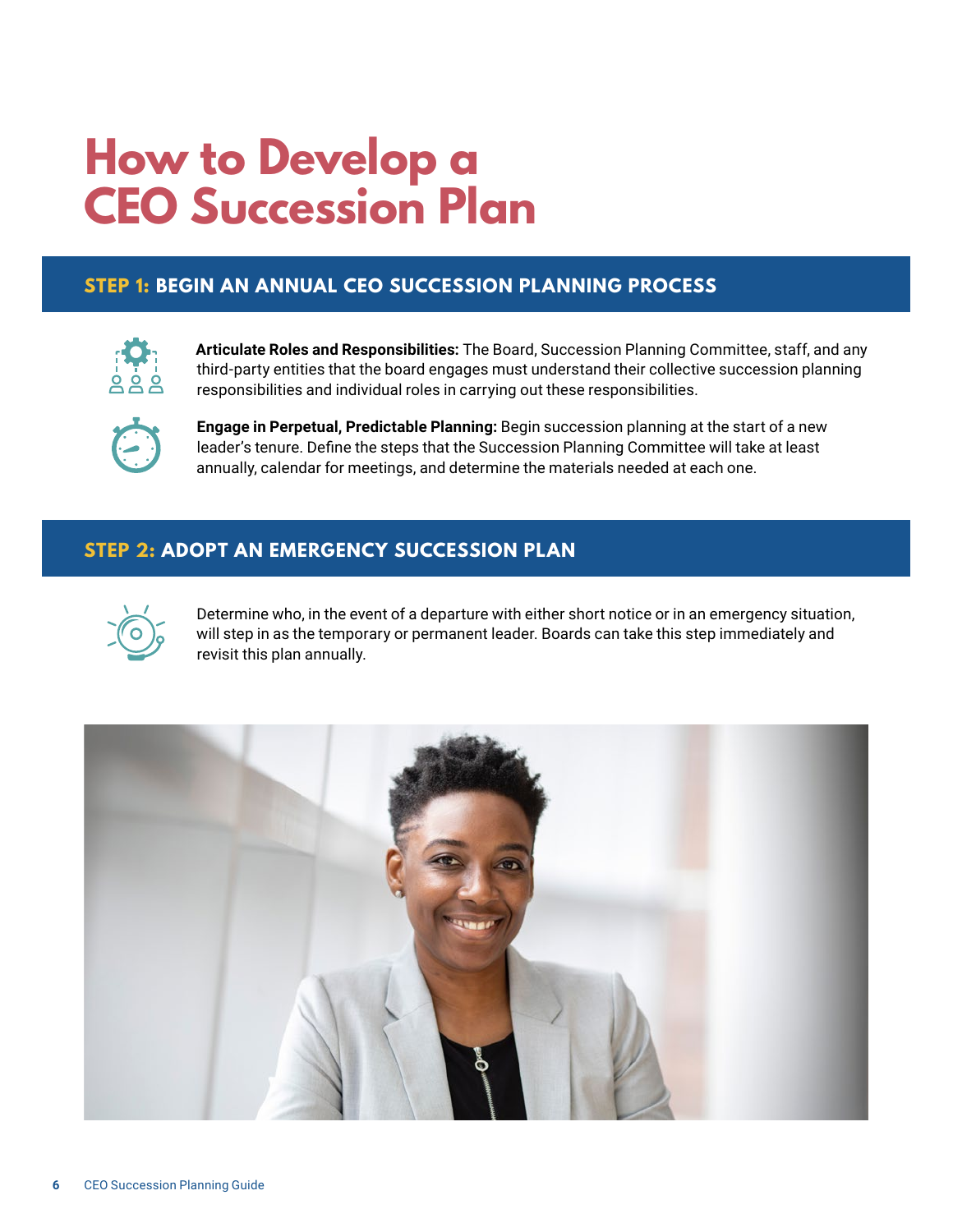# How to Develop a CEO Succession Plan

## STEP 1: BEGIN AN ANNUAL CEO SUCCESSION PLANNING PROCESS

**Articulate Roles and Responsibilities:** The Board, Succession Planning Committee, staff, and any third-party entities that the board engages must understand their collective succession planning responsibilities and individual roles in carrying out these responsibilities.

**Engage in Perpetual, Predictable Planning:** Begin succession planning at the start of a new leader's tenure. Define the steps that the Succession Planning Committee will take at least annually, calendar for meetings, and determine the materials needed at each one.

## STEP 2: ADOPT AN EMERGENCY SUCCESSION PLAN

Determine who, in the event of a departure with either short notice or in an emergency situation, will step in as the temporary or permanent leader. Boards can take this step immediately and revisit this plan annually.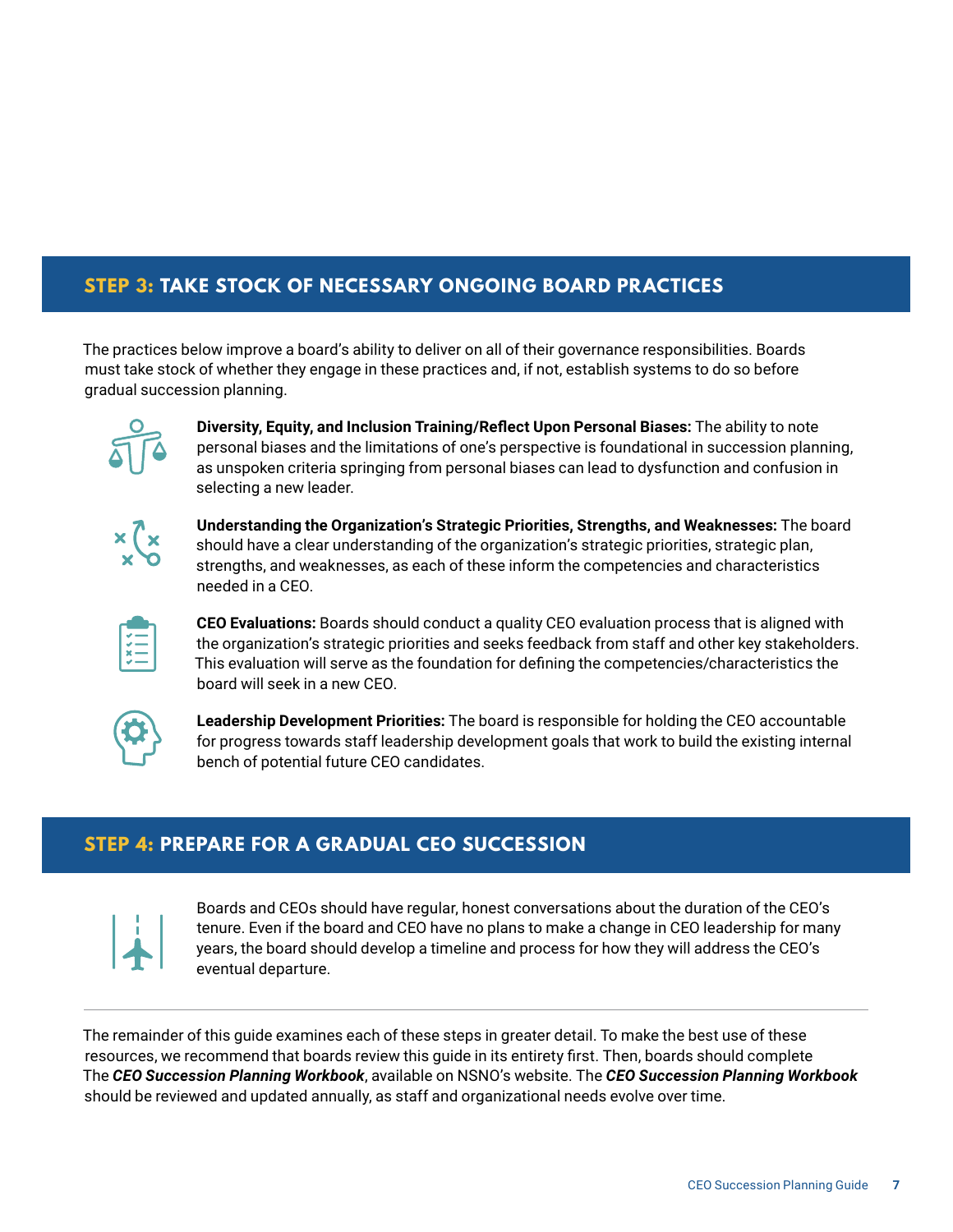## STEP 3: TAKE STOCK OF NECESSARY ONGOING BOARD PRACTICES

The practices below improve a board's ability to deliver on all of their governance responsibilities. Boards must take stock of whether they engage in these practices and, if not, establish systems to do so before gradual succession planning.

**Diversity, Equity, and Inclusion Training/Reflect Upon Personal Biases:** The ability to note personal biases and the limitations of one's perspective is foundational in succession planning, as unspoken criteria springing from personal biases can lead to dysfunction and confusion in selecting a new leader.

**Understanding the Organization's Strategic Priorities, Strengths, and Weaknesses:** The board should have a clear understanding of the organization's strategic priorities, strategic plan, strengths, and weaknesses, as each of these inform the competencies and characteristics needed in a CEO.

**CEO Evaluations:** Boards should conduct a quality CEO evaluation process that is aligned with the organization's strategic priorities and seeks feedback from staff and other key stakeholders. This evaluation will serve as the foundation for defining the competencies/characteristics the board will seek in a new CEO.

**Leadership Development Priorities:** The board is responsible for holding the CEO accountable for progress towards staff leadership development goals that work to build the existing internal bench of potential future CEO candidates.

## STEP 4: PREPARE FOR A GRADUAL CEO SUCCESSION

Boards and CEOs should have regular, honest conversations about the duration of the CEO's tenure. Even if the board and CEO have no plans to make a change in CEO leadership for many years, the board should develop a timeline and process for how they will address the CEO's eventual departure.

---

The remainder of this guide examines each of these steps in greater detail. To make the best use of these resources, we recommend that boards review this guide in its entirety first. Then, boards should complete The ***CEO Succession Planning Workbook***, available on NSNO's website. The ***CEO Succession Planning Workbook*** should be reviewed and updated annually, as staff and organizational needs evolve over time.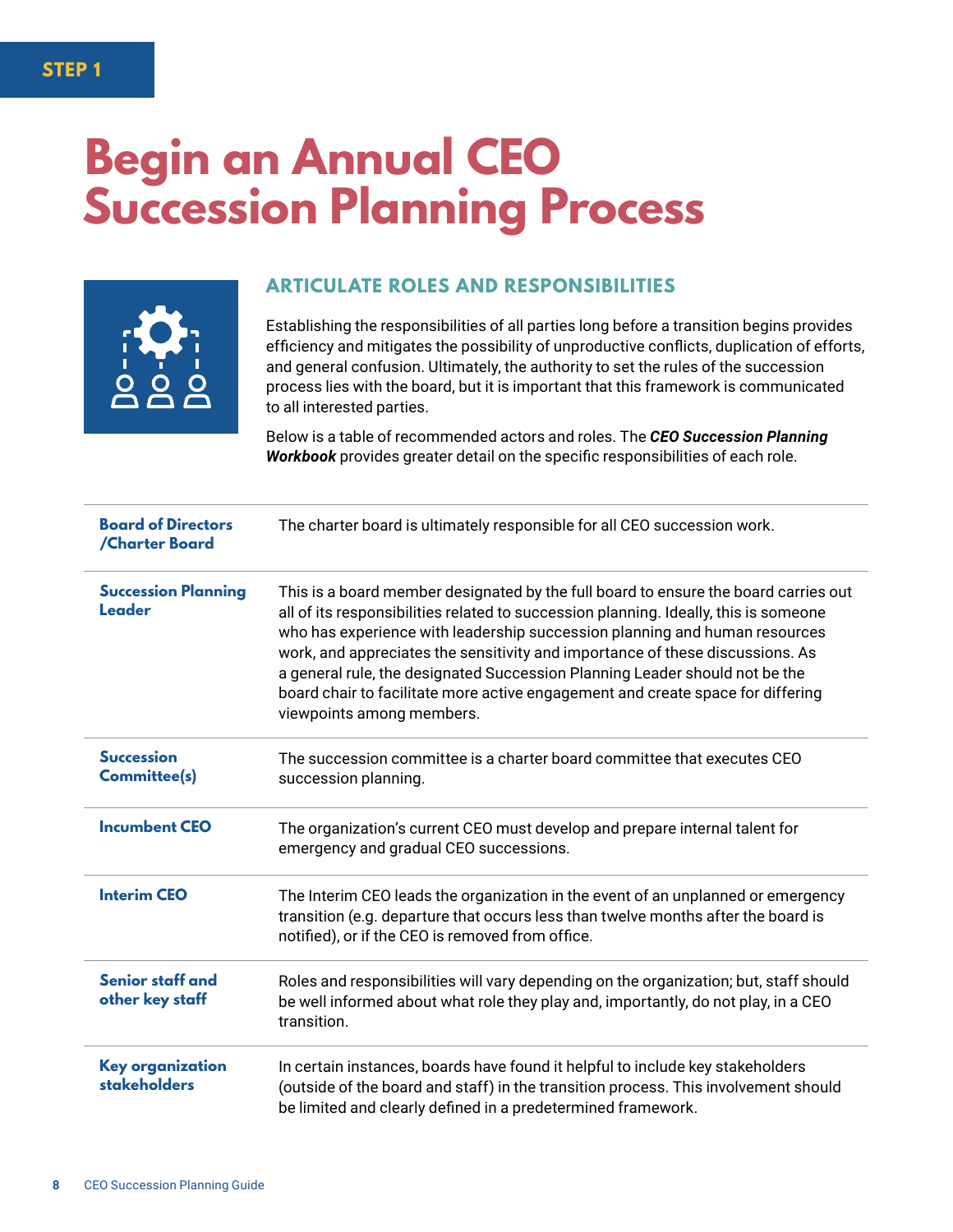STEP 1

# Begin an Annual CEO Succession Planning Process

## ARTICULATE ROLES AND RESPONSIBILITIES

Establishing the responsibilities of all parties long before a transition begins provides efficiency and mitigates the possibility of unproductive conflicts, duplication of efforts, and general confusion. Ultimately, the authority to set the rules of the succession process lies with the board, but it is important that this framework is communicated to all interested parties.

Below is a table of recommended actors and roles. The ***CEO Succession Planning Workbook*** provides greater detail on the specific responsibilities of each role.

| Role | Description |
|---|---|
| **Board of Directors /Charter Board** | The charter board is ultimately responsible for all CEO succession work. |
| **Succession Planning Leader** | This is a board member designated by the full board to ensure the board carries out all of its responsibilities related to succession planning. Ideally, this is someone who has experience with leadership succession planning and human resources work, and appreciates the sensitivity and importance of these discussions. As a general rule, the designated Succession Planning Leader should not be the board chair to facilitate more active engagement and create space for differing viewpoints among members. |
| **Succession Committee(s)** | The succession committee is a charter board committee that executes CEO succession planning. |
| **Incumbent CEO** | The organization's current CEO must develop and prepare internal talent for emergency and gradual CEO successions. |
| **Interim CEO** | The Interim CEO leads the organization in the event of an unplanned or emergency transition (e.g. departure that occurs less than twelve months after the board is notified), or if the CEO is removed from office. |
| **Senior staff and other key staff** | Roles and responsibilities will vary depending on the organization; but, staff should be well informed about what role they play and, importantly, do not play, in a CEO transition. |
| **Key organization stakeholders** | In certain instances, boards have found it helpful to include key stakeholders (outside of the board and staff) in the transition process. This involvement should be limited and clearly defined in a predetermined framework. |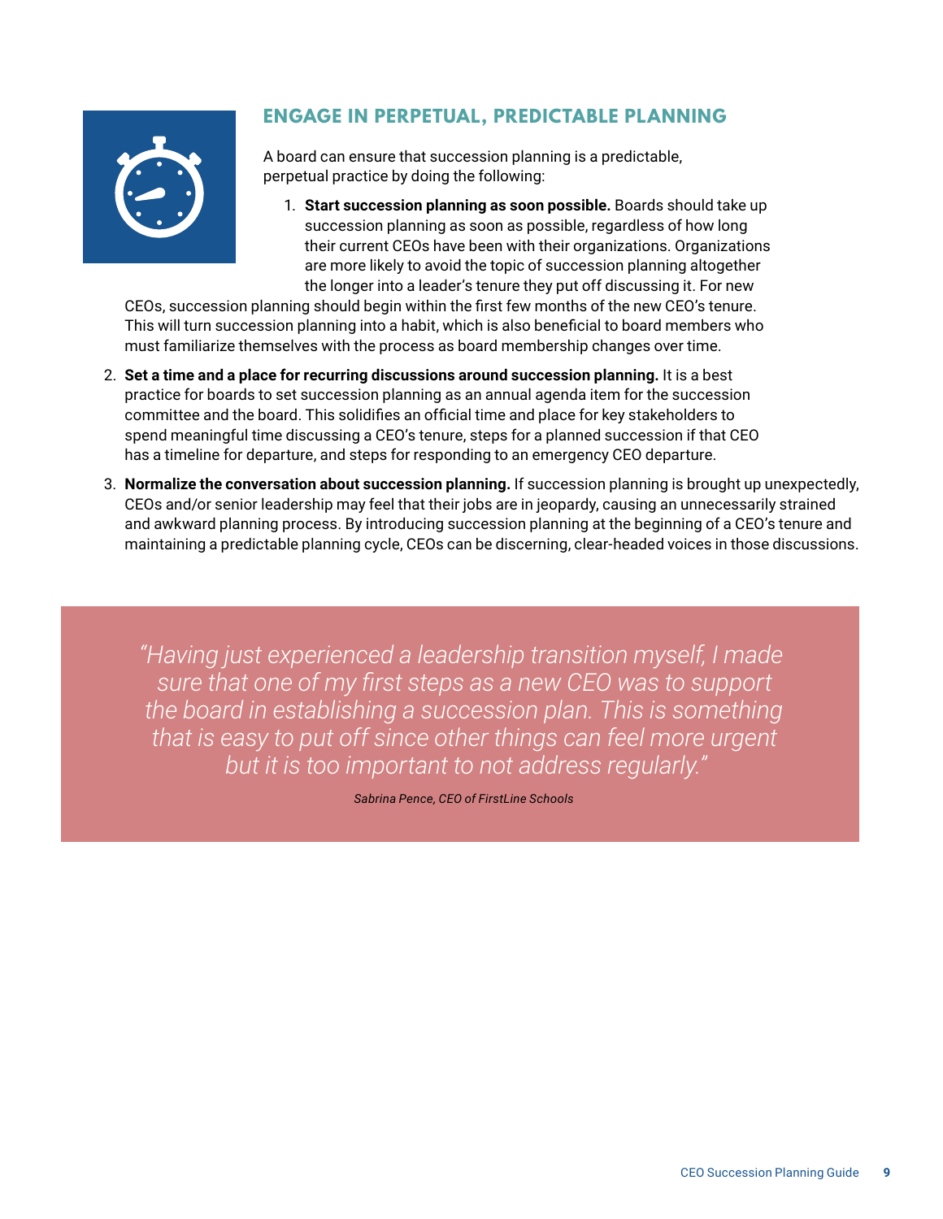## ENGAGE IN PERPETUAL, PREDICTABLE PLANNING

A board can ensure that succession planning is a predictable, perpetual practice by doing the following:

1. **Start succession planning as soon possible.** Boards should take up succession planning as soon as possible, regardless of how long their current CEOs have been with their organizations. Organizations are more likely to avoid the topic of succession planning altogether the longer into a leader's tenure they put off discussing it. For new CEOs, succession planning should begin within the first few months of the new CEO's tenure. This will turn succession planning into a habit, which is also beneficial to board members who must familiarize themselves with the process as board membership changes over time.
2. **Set a time and a place for recurring discussions around succession planning.** It is a best practice for boards to set succession planning as an annual agenda item for the succession committee and the board. This solidifies an official time and place for key stakeholders to spend meaningful time discussing a CEO's tenure, steps for a planned succession if that CEO has a timeline for departure, and steps for responding to an emergency CEO departure.
3. **Normalize the conversation about succession planning.** If succession planning is brought up unexpectedly, CEOs and/or senior leadership may feel that their jobs are in jeopardy, causing an unnecessarily strained and awkward planning process. By introducing succession planning at the beginning of a CEO's tenure and maintaining a predictable planning cycle, CEOs can be discerning, clear-headed voices in those discussions.

> *"Having just experienced a leadership transition myself, I made sure that one of my first steps as a new CEO was to support the board in establishing a succession plan. This is something that is easy to put off since other things can feel more urgent but it is too important to not address regularly."*
>
> *Sabrina Pence, CEO of FirstLine Schools*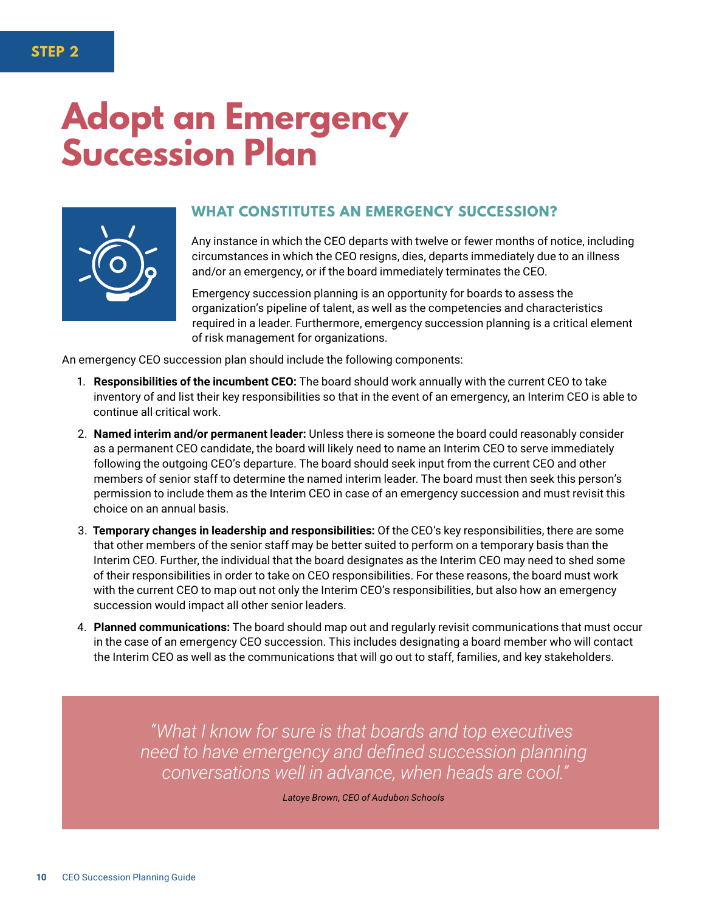STEP 2

# Adopt an Emergency Succession Plan

## WHAT CONSTITUTES AN EMERGENCY SUCCESSION?

Any instance in which the CEO departs with twelve or fewer months of notice, including circumstances in which the CEO resigns, dies, departs immediately due to an illness and/or an emergency, or if the board immediately terminates the CEO.

Emergency succession planning is an opportunity for boards to assess the organization's pipeline of talent, as well as the competencies and characteristics required in a leader. Furthermore, emergency succession planning is a critical element of risk management for organizations.

An emergency CEO succession plan should include the following components:

1. **Responsibilities of the incumbent CEO:** The board should work annually with the current CEO to take inventory of and list their key responsibilities so that in the event of an emergency, an Interim CEO is able to continue all critical work.
2. **Named interim and/or permanent leader:** Unless there is someone the board could reasonably consider as a permanent CEO candidate, the board will likely need to name an Interim CEO to serve immediately following the outgoing CEO's departure. The board should seek input from the current CEO and other members of senior staff to determine the named interim leader. The board must then seek this person's permission to include them as the Interim CEO in case of an emergency succession and must revisit this choice on an annual basis.
3. **Temporary changes in leadership and responsibilities:** Of the CEO's key responsibilities, there are some that other members of the senior staff may be better suited to perform on a temporary basis than the Interim CEO. Further, the individual that the board designates as the Interim CEO may need to shed some of their responsibilities in order to take on CEO responsibilities. For these reasons, the board must work with the current CEO to map out not only the Interim CEO's responsibilities, but also how an emergency succession would impact all other senior leaders.
4. **Planned communications:** The board should map out and regularly revisit communications that must occur in the case of an emergency CEO succession. This includes designating a board member who will contact the Interim CEO as well as the communications that will go out to staff, families, and key stakeholders.

> *"What I know for sure is that boards and top executives need to have emergency and defined succession planning conversations well in advance, when heads are cool."*
>
> *Latoye Brown, CEO of Audubon Schools*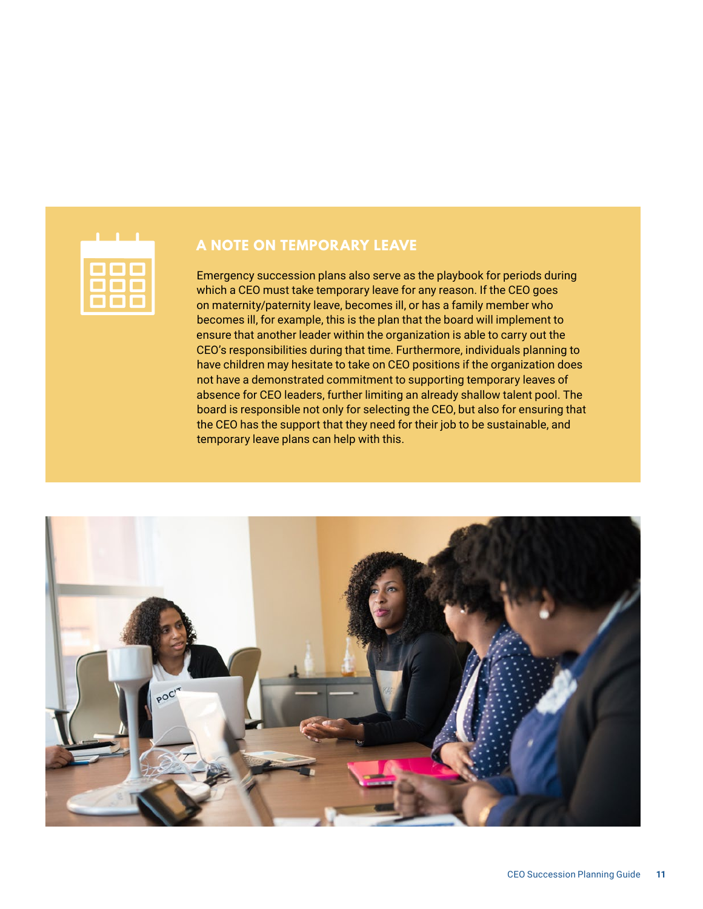## A NOTE ON TEMPORARY LEAVE

Emergency succession plans also serve as the playbook for periods during which a CEO must take temporary leave for any reason. If the CEO goes on maternity/paternity leave, becomes ill, or has a family member who becomes ill, for example, this is the plan that the board will implement to ensure that another leader within the organization is able to carry out the CEO's responsibilities during that time. Furthermore, individuals planning to have children may hesitate to take on CEO positions if the organization does not have a demonstrated commitment to supporting temporary leaves of absence for CEO leaders, further limiting an already shallow talent pool. The board is responsible not only for selecting the CEO, but also for ensuring that the CEO has the support that they need for their job to be sustainable, and temporary leave plans can help with this.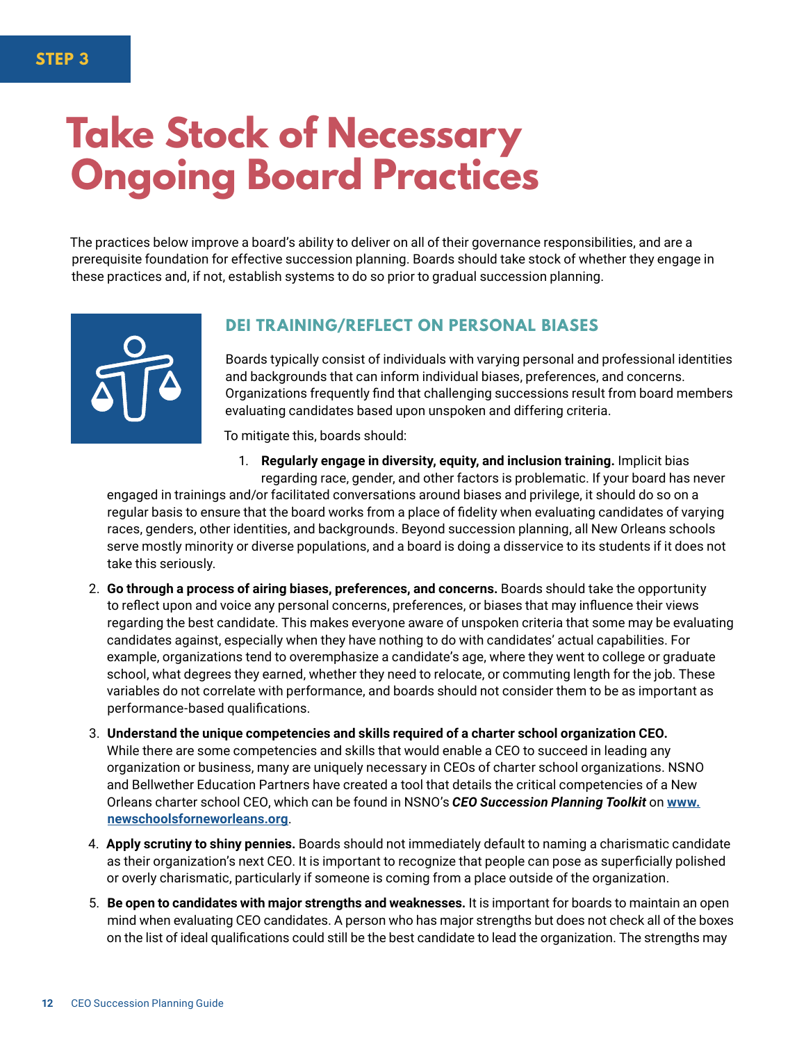STEP 3

# Take Stock of Necessary Ongoing Board Practices

The practices below improve a board's ability to deliver on all of their governance responsibilities, and are a prerequisite foundation for effective succession planning. Boards should take stock of whether they engage in these practices and, if not, establish systems to do so prior to gradual succession planning.

## DEI TRAINING/REFLECT ON PERSONAL BIASES

Boards typically consist of individuals with varying personal and professional identities and backgrounds that can inform individual biases, preferences, and concerns. Organizations frequently find that challenging successions result from board members evaluating candidates based upon unspoken and differing criteria.

To mitigate this, boards should:

1. **Regularly engage in diversity, equity, and inclusion training.** Implicit bias regarding race, gender, and other factors is problematic. If your board has never engaged in trainings and/or facilitated conversations around biases and privilege, it should do so on a regular basis to ensure that the board works from a place of fidelity when evaluating candidates of varying races, genders, other identities, and backgrounds. Beyond succession planning, all New Orleans schools serve mostly minority or diverse populations, and a board is doing a disservice to its students if it does not take this seriously.
2. **Go through a process of airing biases, preferences, and concerns.** Boards should take the opportunity to reflect upon and voice any personal concerns, preferences, or biases that may influence their views regarding the best candidate. This makes everyone aware of unspoken criteria that some may be evaluating candidates against, especially when they have nothing to do with candidates' actual capabilities. For example, organizations tend to overemphasize a candidate's age, where they went to college or graduate school, what degrees they earned, whether they need to relocate, or commuting length for the job. These variables do not correlate with performance, and boards should not consider them to be as important as performance-based qualifications.
3. **Understand the unique competencies and skills required of a charter school organization CEO.** While there are some competencies and skills that would enable a CEO to succeed in leading any organization or business, many are uniquely necessary in CEOs of charter school organizations. NSNO and Bellwether Education Partners have created a tool that details the critical competencies of a New Orleans charter school CEO, which can be found in NSNO's ***CEO Succession Planning Toolkit*** on [www.newschoolsforneworleans.org](http://www.newschoolsforneworleans.org).
4. **Apply scrutiny to shiny pennies.** Boards should not immediately default to naming a charismatic candidate as their organization's next CEO. It is important to recognize that people can pose as superficially polished or overly charismatic, particularly if someone is coming from a place outside of the organization.
5. **Be open to candidates with major strengths and weaknesses.** It is important for boards to maintain an open mind when evaluating CEO candidates. A person who has major strengths but does not check all of the boxes on the list of ideal qualifications could still be the best candidate to lead the organization. The strengths may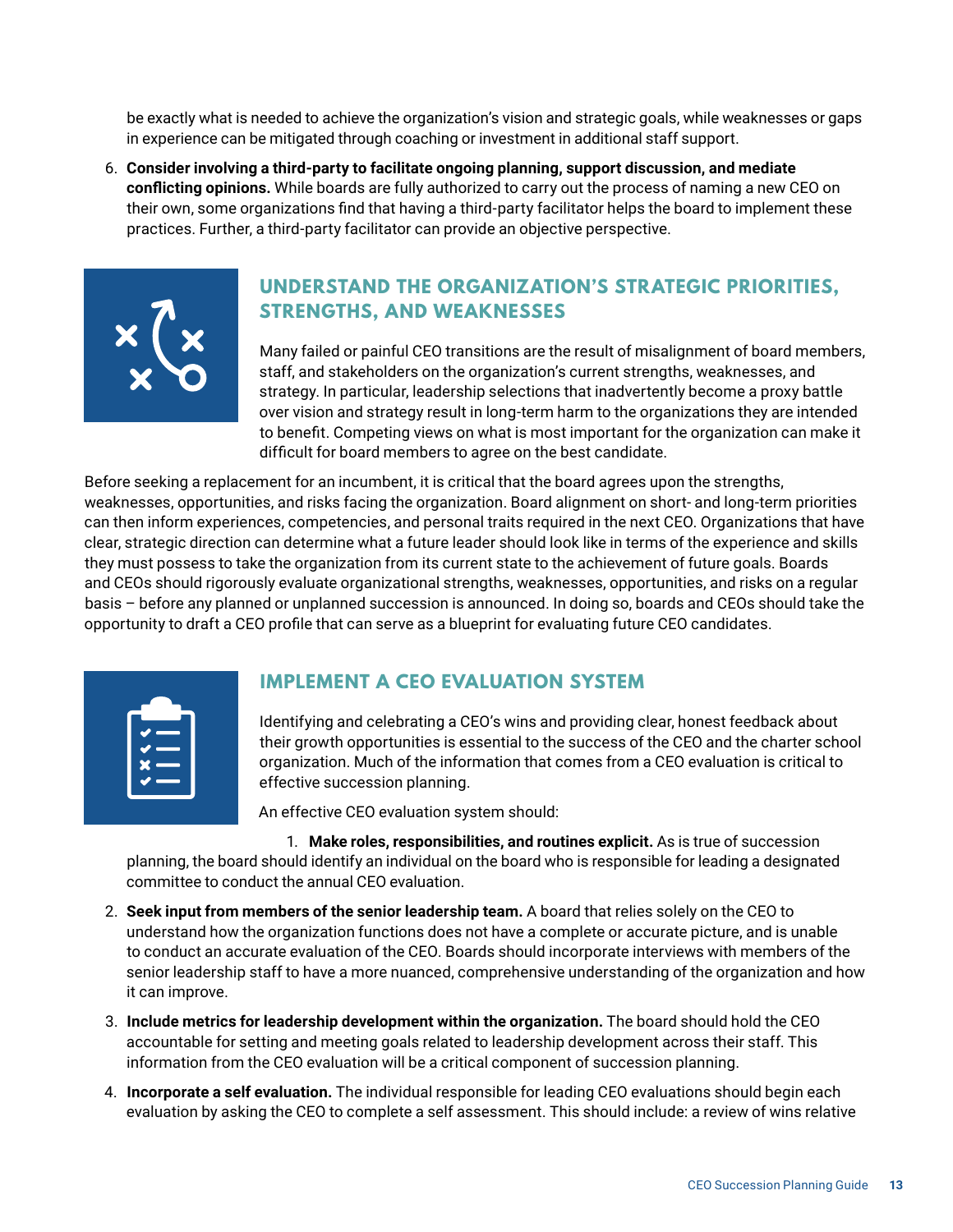be exactly what is needed to achieve the organization's vision and strategic goals, while weaknesses or gaps in experience can be mitigated through coaching or investment in additional staff support.

6. **Consider involving a third-party to facilitate ongoing planning, support discussion, and mediate conflicting opinions.** While boards are fully authorized to carry out the process of naming a new CEO on their own, some organizations find that having a third-party facilitator helps the board to implement these practices. Further, a third-party facilitator can provide an objective perspective.

## UNDERSTAND THE ORGANIZATION'S STRATEGIC PRIORITIES, STRENGTHS, AND WEAKNESSES

Many failed or painful CEO transitions are the result of misalignment of board members, staff, and stakeholders on the organization's current strengths, weaknesses, and strategy. In particular, leadership selections that inadvertently become a proxy battle over vision and strategy result in long-term harm to the organizations they are intended to benefit. Competing views on what is most important for the organization can make it difficult for board members to agree on the best candidate.

Before seeking a replacement for an incumbent, it is critical that the board agrees upon the strengths, weaknesses, opportunities, and risks facing the organization. Board alignment on short- and long-term priorities can then inform experiences, competencies, and personal traits required in the next CEO. Organizations that have clear, strategic direction can determine what a future leader should look like in terms of the experience and skills they must possess to take the organization from its current state to the achievement of future goals. Boards and CEOs should rigorously evaluate organizational strengths, weaknesses, opportunities, and risks on a regular basis – before any planned or unplanned succession is announced. In doing so, boards and CEOs should take the opportunity to draft a CEO profile that can serve as a blueprint for evaluating future CEO candidates.

## IMPLEMENT A CEO EVALUATION SYSTEM

Identifying and celebrating a CEO's wins and providing clear, honest feedback about their growth opportunities is essential to the success of the CEO and the charter school organization. Much of the information that comes from a CEO evaluation is critical to effective succession planning.

An effective CEO evaluation system should:

1. **Make roles, responsibilities, and routines explicit.** As is true of succession planning, the board should identify an individual on the board who is responsible for leading a designated committee to conduct the annual CEO evaluation.
2. **Seek input from members of the senior leadership team.** A board that relies solely on the CEO to understand how the organization functions does not have a complete or accurate picture, and is unable to conduct an accurate evaluation of the CEO. Boards should incorporate interviews with members of the senior leadership staff to have a more nuanced, comprehensive understanding of the organization and how it can improve.
3. **Include metrics for leadership development within the organization.** The board should hold the CEO accountable for setting and meeting goals related to leadership development across their staff. This information from the CEO evaluation will be a critical component of succession planning.
4. **Incorporate a self evaluation.** The individual responsible for leading CEO evaluations should begin each evaluation by asking the CEO to complete a self assessment. This should include: a review of wins relative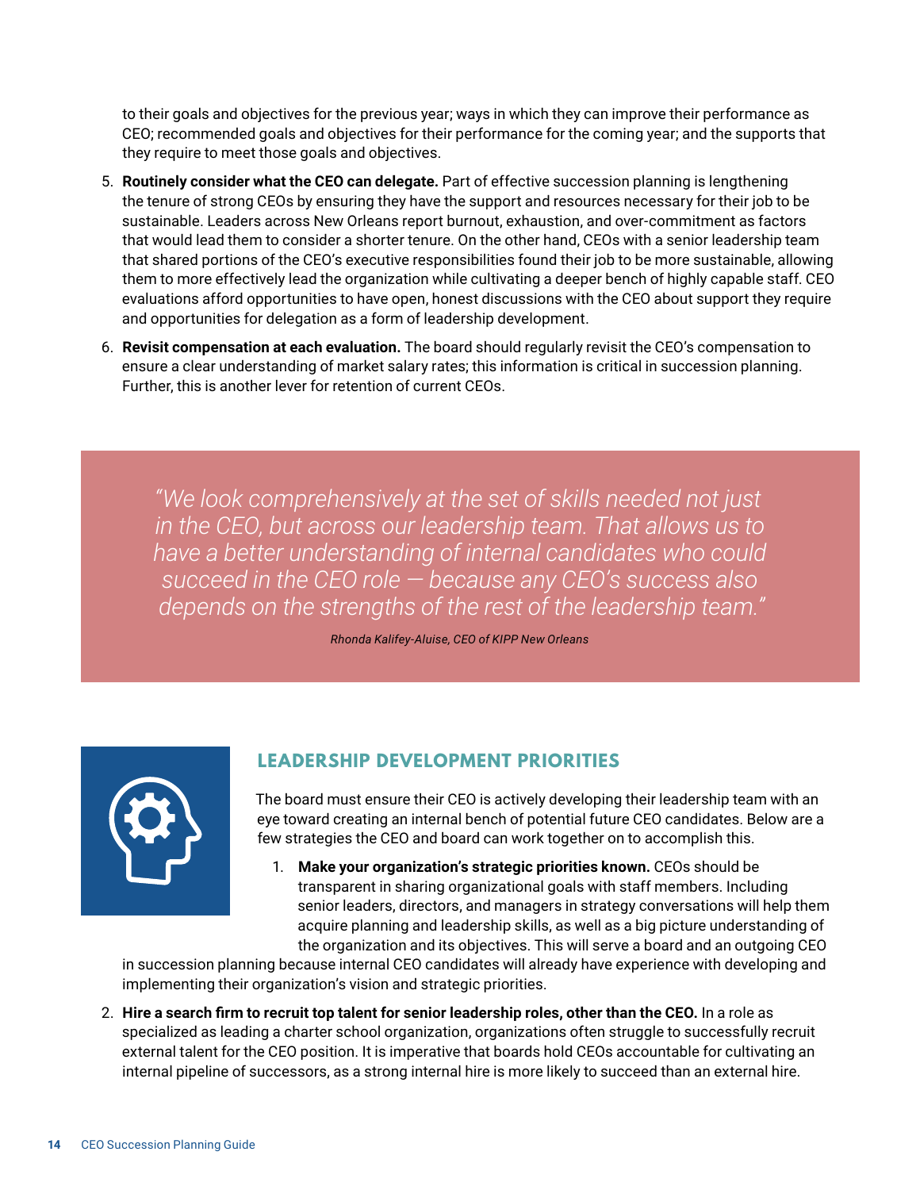to their goals and objectives for the previous year; ways in which they can improve their performance as CEO; recommended goals and objectives for their performance for the coming year; and the supports that they require to meet those goals and objectives.

5. **Routinely consider what the CEO can delegate.** Part of effective succession planning is lengthening the tenure of strong CEOs by ensuring they have the support and resources necessary for their job to be sustainable. Leaders across New Orleans report burnout, exhaustion, and over-commitment as factors that would lead them to consider a shorter tenure. On the other hand, CEOs with a senior leadership team that shared portions of the CEO's executive responsibilities found their job to be more sustainable, allowing them to more effectively lead the organization while cultivating a deeper bench of highly capable staff. CEO evaluations afford opportunities to have open, honest discussions with the CEO about support they require and opportunities for delegation as a form of leadership development.

6. **Revisit compensation at each evaluation.** The board should regularly revisit the CEO's compensation to ensure a clear understanding of market salary rates; this information is critical in succession planning. Further, this is another lever for retention of current CEOs.

> *"We look comprehensively at the set of skills needed not just in the CEO, but across our leadership team. That allows us to have a better understanding of internal candidates who could succeed in the CEO role — because any CEO's success also depends on the strengths of the rest of the leadership team."*
>
> *Rhonda Kalifey-Aluise, CEO of KIPP New Orleans*

## LEADERSHIP DEVELOPMENT PRIORITIES

The board must ensure their CEO is actively developing their leadership team with an eye toward creating an internal bench of potential future CEO candidates. Below are a few strategies the CEO and board can work together on to accomplish this.

1. **Make your organization's strategic priorities known.** CEOs should be transparent in sharing organizational goals with staff members. Including senior leaders, directors, and managers in strategy conversations will help them acquire planning and leadership skills, as well as a big picture understanding of the organization and its objectives. This will serve a board and an outgoing CEO in succession planning because internal CEO candidates will already have experience with developing and implementing their organization's vision and strategic priorities.

2. **Hire a search firm to recruit top talent for senior leadership roles, other than the CEO.** In a role as specialized as leading a charter school organization, organizations often struggle to successfully recruit external talent for the CEO position. It is imperative that boards hold CEOs accountable for cultivating an internal pipeline of successors, as a strong internal hire is more likely to succeed than an external hire.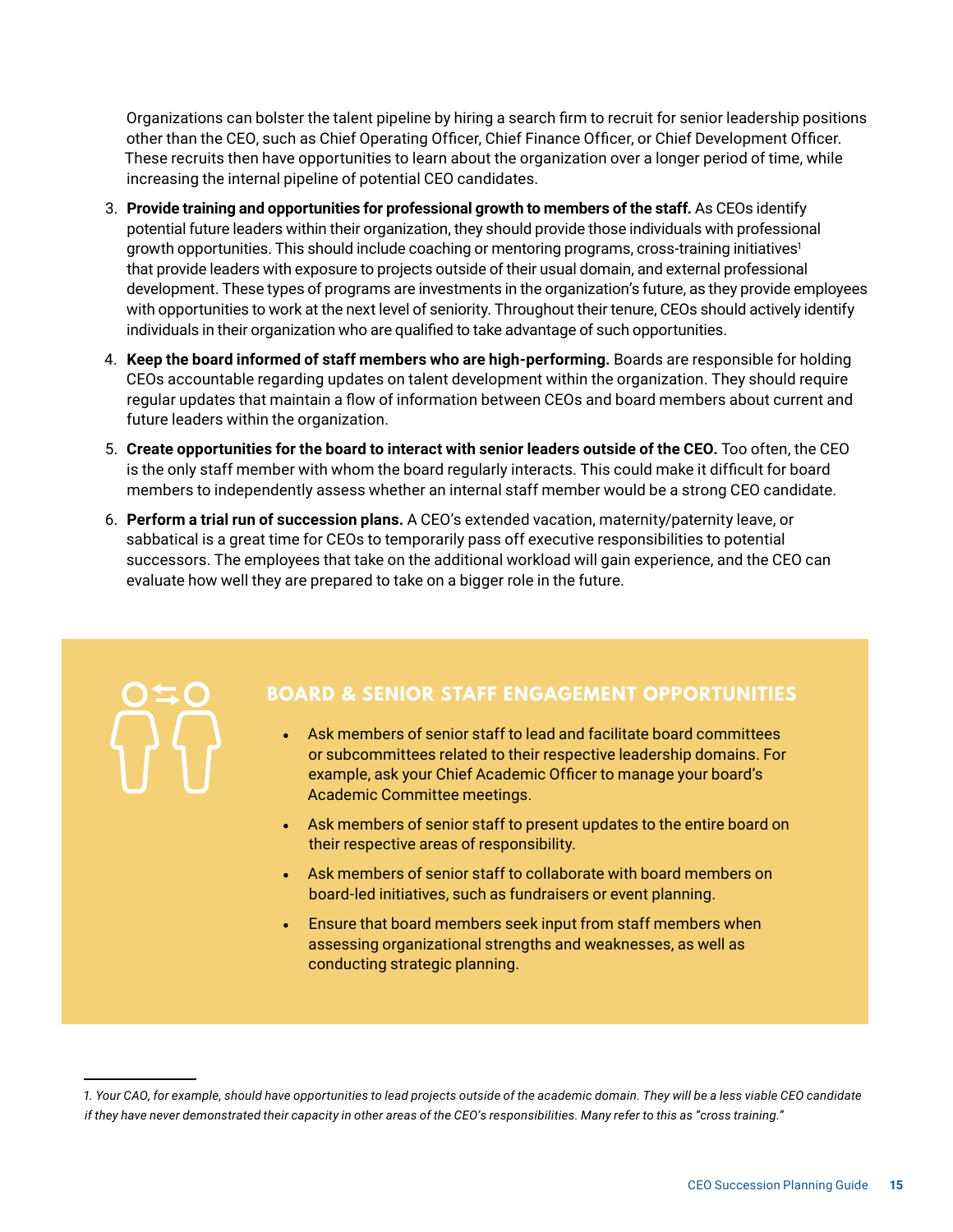Organizations can bolster the talent pipeline by hiring a search firm to recruit for senior leadership positions other than the CEO, such as Chief Operating Officer, Chief Finance Officer, or Chief Development Officer. These recruits then have opportunities to learn about the organization over a longer period of time, while increasing the internal pipeline of potential CEO candidates.

3. **Provide training and opportunities for professional growth to members of the staff.** As CEOs identify potential future leaders within their organization, they should provide those individuals with professional growth opportunities. This should include coaching or mentoring programs, cross-training initiatives[1] that provide leaders with exposure to projects outside of their usual domain, and external professional development. These types of programs are investments in the organization's future, as they provide employees with opportunities to work at the next level of seniority. Throughout their tenure, CEOs should actively identify individuals in their organization who are qualified to take advantage of such opportunities.
4. **Keep the board informed of staff members who are high-performing.** Boards are responsible for holding CEOs accountable regarding updates on talent development within the organization. They should require regular updates that maintain a flow of information between CEOs and board members about current and future leaders within the organization.
5. **Create opportunities for the board to interact with senior leaders outside of the CEO.** Too often, the CEO is the only staff member with whom the board regularly interacts. This could make it difficult for board members to independently assess whether an internal staff member would be a strong CEO candidate.
6. **Perform a trial run of succession plans.** A CEO's extended vacation, maternity/paternity leave, or sabbatical is a great time for CEOs to temporarily pass off executive responsibilities to potential successors. The employees that take on the additional workload will gain experience, and the CEO can evaluate how well they are prepared to take on a bigger role in the future.

## BOARD & SENIOR STAFF ENGAGEMENT OPPORTUNITIES

- Ask members of senior staff to lead and facilitate board committees or subcommittees related to their respective leadership domains. For example, ask your Chief Academic Officer to manage your board's Academic Committee meetings.
- Ask members of senior staff to present updates to the entire board on their respective areas of responsibility.
- Ask members of senior staff to collaborate with board members on board-led initiatives, such as fundraisers or event planning.
- Ensure that board members seek input from staff members when assessing organizational strengths and weaknesses, as well as conducting strategic planning.

---

*1. Your CAO, for example, should have opportunities to lead projects outside of the academic domain. They will be a less viable CEO candidate if they have never demonstrated their capacity in other areas of the CEO's responsibilities. Many refer to this as "cross training."*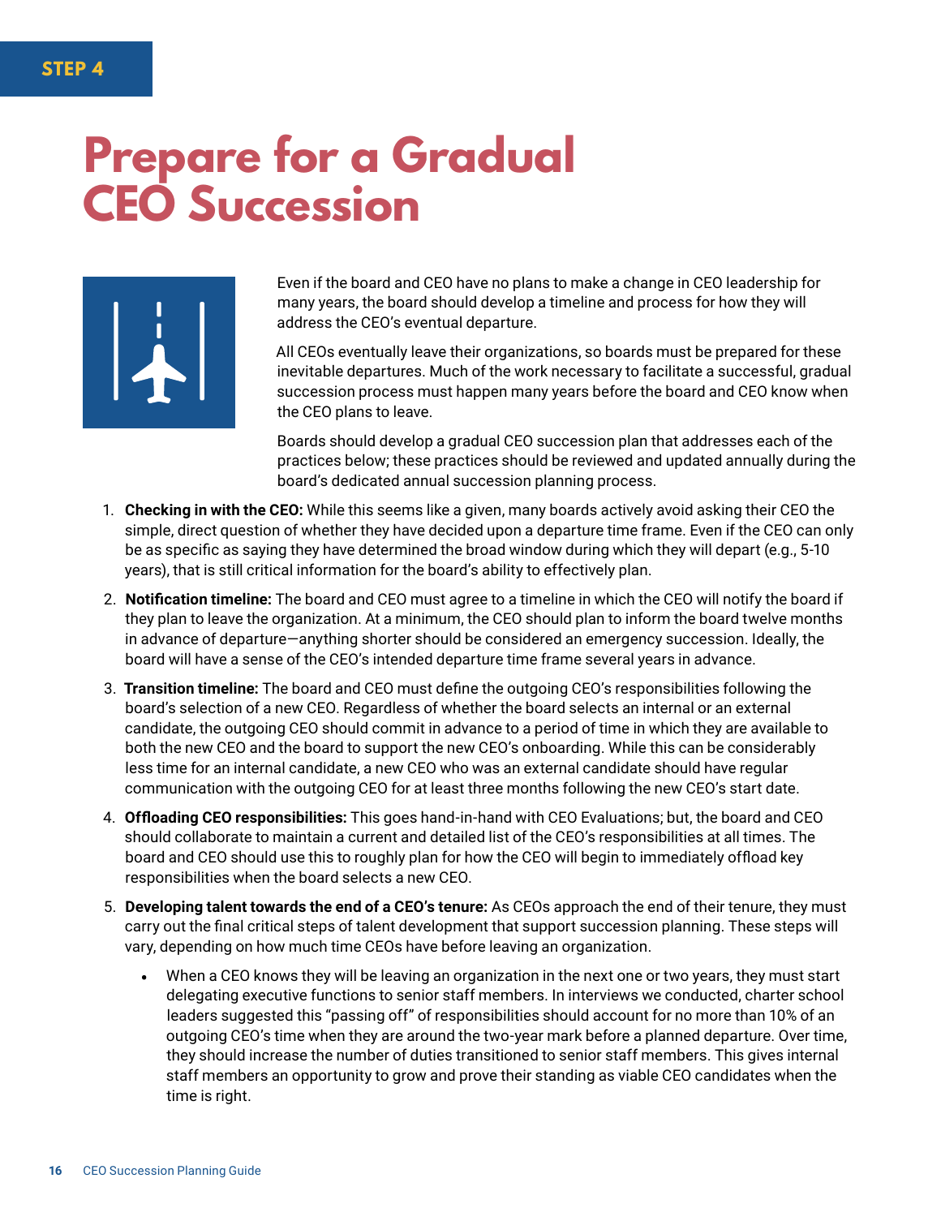STEP 4

# Prepare for a Gradual CEO Succession

Even if the board and CEO have no plans to make a change in CEO leadership for many years, the board should develop a timeline and process for how they will address the CEO's eventual departure.

All CEOs eventually leave their organizations, so boards must be prepared for these inevitable departures. Much of the work necessary to facilitate a successful, gradual succession process must happen many years before the board and CEO know when the CEO plans to leave.

Boards should develop a gradual CEO succession plan that addresses each of the practices below; these practices should be reviewed and updated annually during the board's dedicated annual succession planning process.

1. **Checking in with the CEO:** While this seems like a given, many boards actively avoid asking their CEO the simple, direct question of whether they have decided upon a departure time frame. Even if the CEO can only be as specific as saying they have determined the broad window during which they will depart (e.g., 5-10 years), that is still critical information for the board's ability to effectively plan.
2. **Notification timeline:** The board and CEO must agree to a timeline in which the CEO will notify the board if they plan to leave the organization. At a minimum, the CEO should plan to inform the board twelve months in advance of departure—anything shorter should be considered an emergency succession. Ideally, the board will have a sense of the CEO's intended departure time frame several years in advance.
3. **Transition timeline:** The board and CEO must define the outgoing CEO's responsibilities following the board's selection of a new CEO. Regardless of whether the board selects an internal or an external candidate, the outgoing CEO should commit in advance to a period of time in which they are available to both the new CEO and the board to support the new CEO's onboarding. While this can be considerably less time for an internal candidate, a new CEO who was an external candidate should have regular communication with the outgoing CEO for at least three months following the new CEO's start date.
4. **Offloading CEO responsibilities:** This goes hand-in-hand with CEO Evaluations; but, the board and CEO should collaborate to maintain a current and detailed list of the CEO's responsibilities at all times. The board and CEO should use this to roughly plan for how the CEO will begin to immediately offload key responsibilities when the board selects a new CEO.
5. **Developing talent towards the end of a CEO's tenure:** As CEOs approach the end of their tenure, they must carry out the final critical steps of talent development that support succession planning. These steps will vary, depending on how much time CEOs have before leaving an organization.
   - When a CEO knows they will be leaving an organization in the next one or two years, they must start delegating executive functions to senior staff members. In interviews we conducted, charter school leaders suggested this "passing off" of responsibilities should account for no more than 10% of an outgoing CEO's time when they are around the two-year mark before a planned departure. Over time, they should increase the number of duties transitioned to senior staff members. This gives internal staff members an opportunity to grow and prove their standing as viable CEO candidates when the time is right.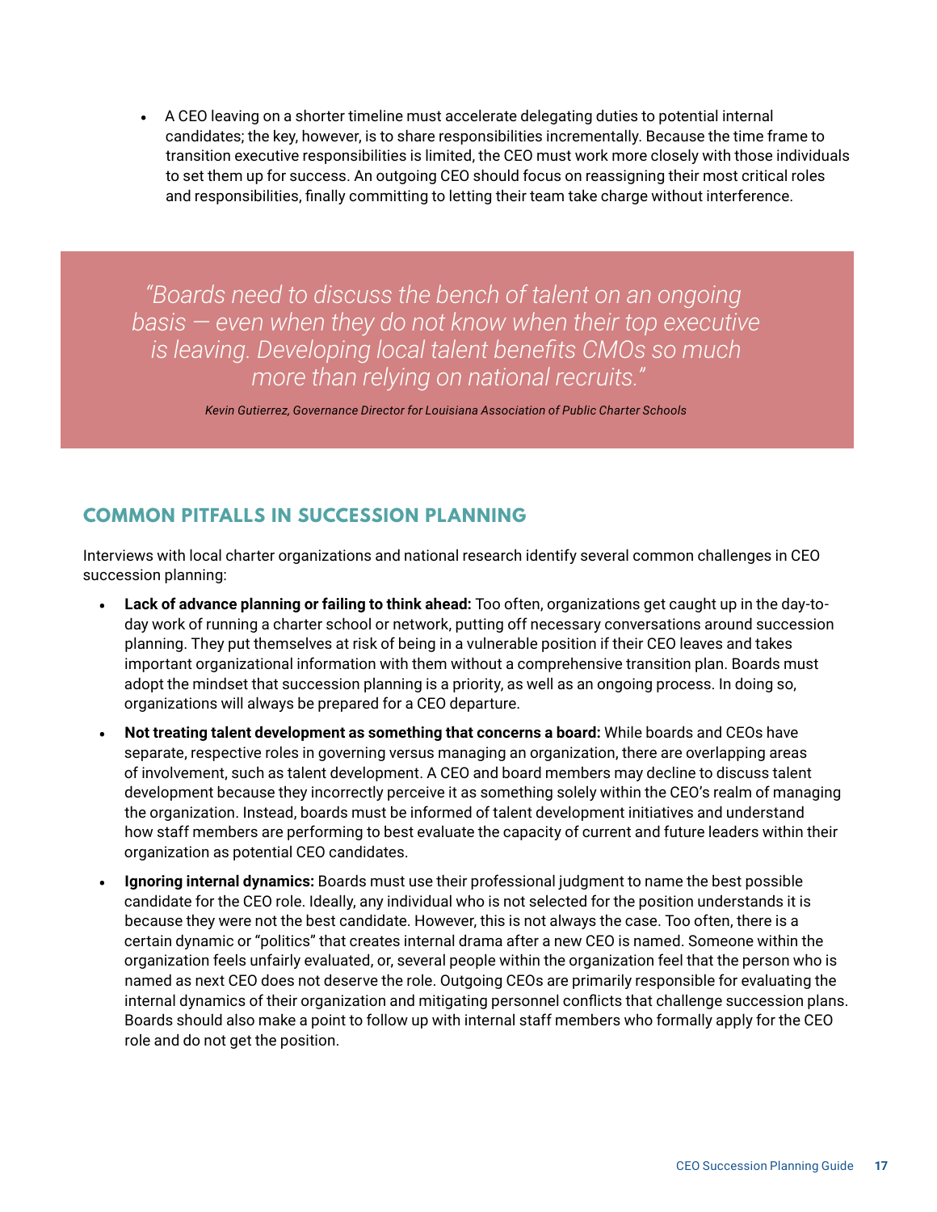- A CEO leaving on a shorter timeline must accelerate delegating duties to potential internal candidates; the key, however, is to share responsibilities incrementally. Because the time frame to transition executive responsibilities is limited, the CEO must work more closely with those individuals to set them up for success. An outgoing CEO should focus on reassigning their most critical roles and responsibilities, finally committing to letting their team take charge without interference.

> *"Boards need to discuss the bench of talent on an ongoing basis — even when they do not know when their top executive is leaving. Developing local talent benefits CMOs so much more than relying on national recruits."*
>
> *Kevin Gutierrez, Governance Director for Louisiana Association of Public Charter Schools*

## COMMON PITFALLS IN SUCCESSION PLANNING

Interviews with local charter organizations and national research identify several common challenges in CEO succession planning:

- **Lack of advance planning or failing to think ahead:** Too often, organizations get caught up in the day-to-day work of running a charter school or network, putting off necessary conversations around succession planning. They put themselves at risk of being in a vulnerable position if their CEO leaves and takes important organizational information with them without a comprehensive transition plan. Boards must adopt the mindset that succession planning is a priority, as well as an ongoing process. In doing so, organizations will always be prepared for a CEO departure.
- **Not treating talent development as something that concerns a board:** While boards and CEOs have separate, respective roles in governing versus managing an organization, there are overlapping areas of involvement, such as talent development. A CEO and board members may decline to discuss talent development because they incorrectly perceive it as something solely within the CEO's realm of managing the organization. Instead, boards must be informed of talent development initiatives and understand how staff members are performing to best evaluate the capacity of current and future leaders within their organization as potential CEO candidates.
- **Ignoring internal dynamics:** Boards must use their professional judgment to name the best possible candidate for the CEO role. Ideally, any individual who is not selected for the position understands it is because they were not the best candidate. However, this is not always the case. Too often, there is a certain dynamic or "politics" that creates internal drama after a new CEO is named. Someone within the organization feels unfairly evaluated, or, several people within the organization feel that the person who is named as next CEO does not deserve the role. Outgoing CEOs are primarily responsible for evaluating the internal dynamics of their organization and mitigating personnel conflicts that challenge succession plans. Boards should also make a point to follow up with internal staff members who formally apply for the CEO role and do not get the position.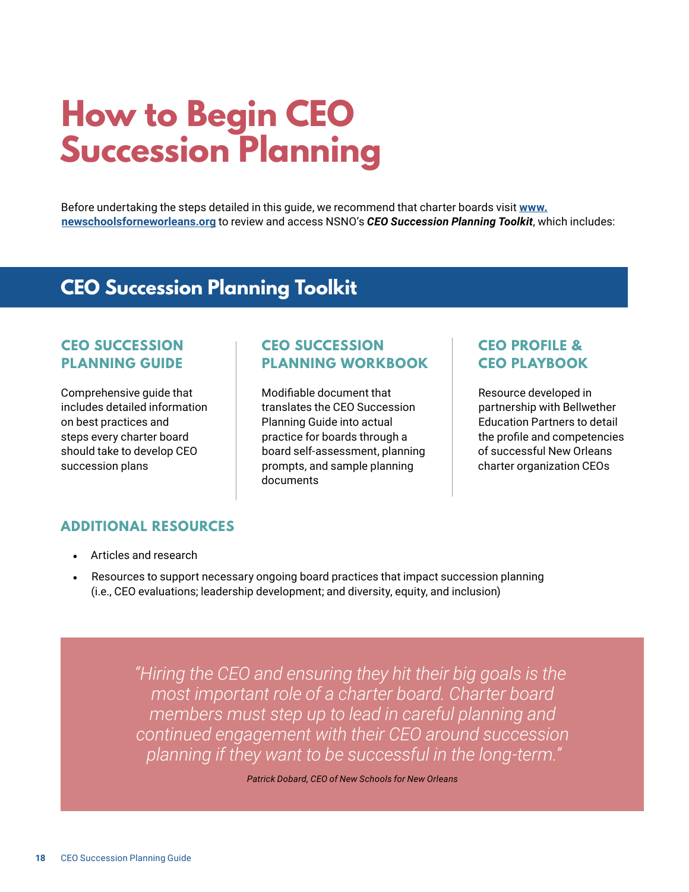# How to Begin CEO Succession Planning

Before undertaking the steps detailed in this guide, we recommend that charter boards visit **[www.newschoolsforneworleans.org](http://www.newschoolsforneworleans.org)** to review and access NSNO's ***CEO Succession Planning Toolkit***, which includes:

## CEO Succession Planning Toolkit

### CEO SUCCESSION PLANNING GUIDE

Comprehensive guide that includes detailed information on best practices and steps every charter board should take to develop CEO succession plans

### CEO SUCCESSION PLANNING WORKBOOK

Modifiable document that translates the CEO Succession Planning Guide into actual practice for boards through a board self-assessment, planning prompts, and sample planning documents

### CEO PROFILE & CEO PLAYBOOK

Resource developed in partnership with Bellwether Education Partners to detail the profile and competencies of successful New Orleans charter organization CEOs

### ADDITIONAL RESOURCES

- Articles and research
- Resources to support necessary ongoing board practices that impact succession planning (i.e., CEO evaluations; leadership development; and diversity, equity, and inclusion)

> *"Hiring the CEO and ensuring they hit their big goals is the most important role of a charter board. Charter board members must step up to lead in careful planning and continued engagement with their CEO around succession planning if they want to be successful in the long-term."*
>
> *Patrick Dobard, CEO of New Schools for New Orleans*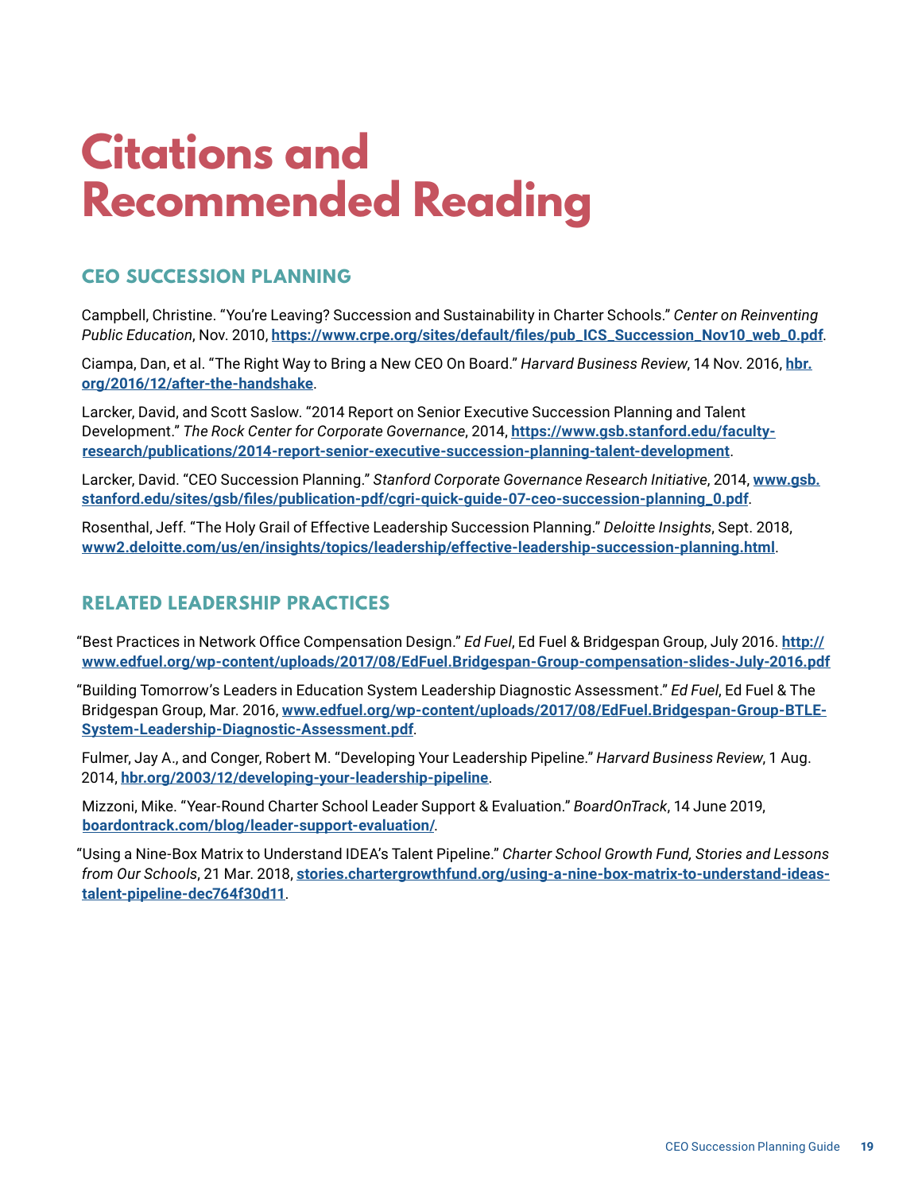# Citations and Recommended Reading

## CEO SUCCESSION PLANNING

Campbell, Christine. "You're Leaving? Succession and Sustainability in Charter Schools." *Center on Reinventing Public Education*, Nov. 2010, **https://www.crpe.org/sites/default/files/pub_ICS_Succession_Nov10_web_0.pdf**.

Ciampa, Dan, et al. "The Right Way to Bring a New CEO On Board." *Harvard Business Review*, 14 Nov. 2016, **hbr.org/2016/12/after-the-handshake**.

Larcker, David, and Scott Saslow. "2014 Report on Senior Executive Succession Planning and Talent Development." *The Rock Center for Corporate Governance*, 2014, **https://www.gsb.stanford.edu/faculty-research/publications/2014-report-senior-executive-succession-planning-talent-development**.

Larcker, David. "CEO Succession Planning." *Stanford Corporate Governance Research Initiative*, 2014, **www.gsb.stanford.edu/sites/gsb/files/publication-pdf/cgri-quick-guide-07-ceo-succession-planning_0.pdf**.

Rosenthal, Jeff. "The Holy Grail of Effective Leadership Succession Planning." *Deloitte Insights*, Sept. 2018, **www2.deloitte.com/us/en/insights/topics/leadership/effective-leadership-succession-planning.html**.

## RELATED LEADERSHIP PRACTICES

"Best Practices in Network Office Compensation Design." *Ed Fuel*, Ed Fuel & Bridgespan Group, July 2016. **http://www.edfuel.org/wp-content/uploads/2017/08/EdFuel.Bridgespan-Group-compensation-slides-July-2016.pdf**

"Building Tomorrow's Leaders in Education System Leadership Diagnostic Assessment." *Ed Fuel*, Ed Fuel & The Bridgespan Group, Mar. 2016, **www.edfuel.org/wp-content/uploads/2017/08/EdFuel.Bridgespan-Group-BTLE-System-Leadership-Diagnostic-Assessment.pdf**.

Fulmer, Jay A., and Conger, Robert M. "Developing Your Leadership Pipeline." *Harvard Business Review*, 1 Aug. 2014, **hbr.org/2003/12/developing-your-leadership-pipeline**.

Mizzoni, Mike. "Year-Round Charter School Leader Support & Evaluation." *BoardOnTrack*, 14 June 2019, **boardontrack.com/blog/leader-support-evaluation/**.

"Using a Nine-Box Matrix to Understand IDEA's Talent Pipeline." *Charter School Growth Fund, Stories and Lessons from Our Schools*, 21 Mar. 2018, **stories.chartergrowthfund.org/using-a-nine-box-matrix-to-understand-ideas-talent-pipeline-dec764f30d11**.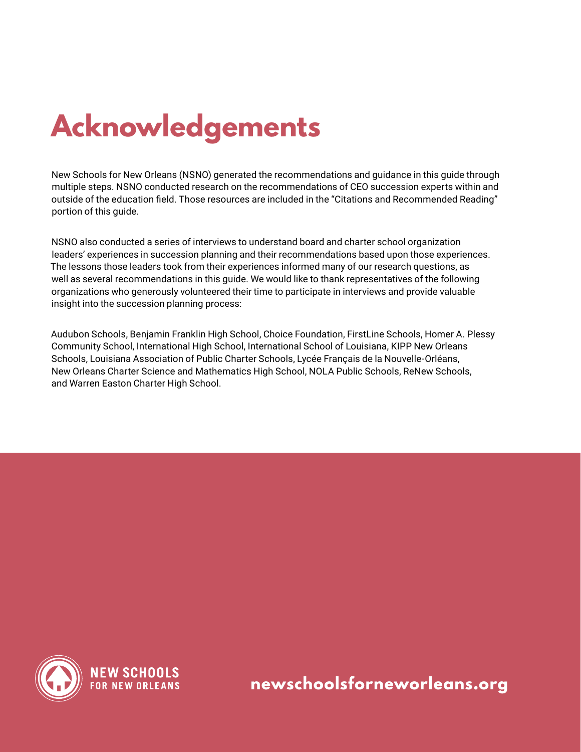# Acknowledgements

New Schools for New Orleans (NSNO) generated the recommendations and guidance in this guide through multiple steps. NSNO conducted research on the recommendations of CEO succession experts within and outside of the education field. Those resources are included in the "Citations and Recommended Reading" portion of this guide.

NSNO also conducted a series of interviews to understand board and charter school organization leaders' experiences in succession planning and their recommendations based upon those experiences. The lessons those leaders took from their experiences informed many of our research questions, as well as several recommendations in this guide. We would like to thank representatives of the following organizations who generously volunteered their time to participate in interviews and provide valuable insight into the succession planning process:

Audubon Schools, Benjamin Franklin High School, Choice Foundation, FirstLine Schools, Homer A. Plessy Community School, International High School, International School of Louisiana, KIPP New Orleans Schools, Louisiana Association of Public Charter Schools, Lycée Français de la Nouvelle-Orléans, New Orleans Charter Science and Mathematics High School, NOLA Public Schools, ReNew Schools, and Warren Easton Charter High School.

NEW SCHOOLS FOR NEW ORLEANS

newschoolsforneworleans.org